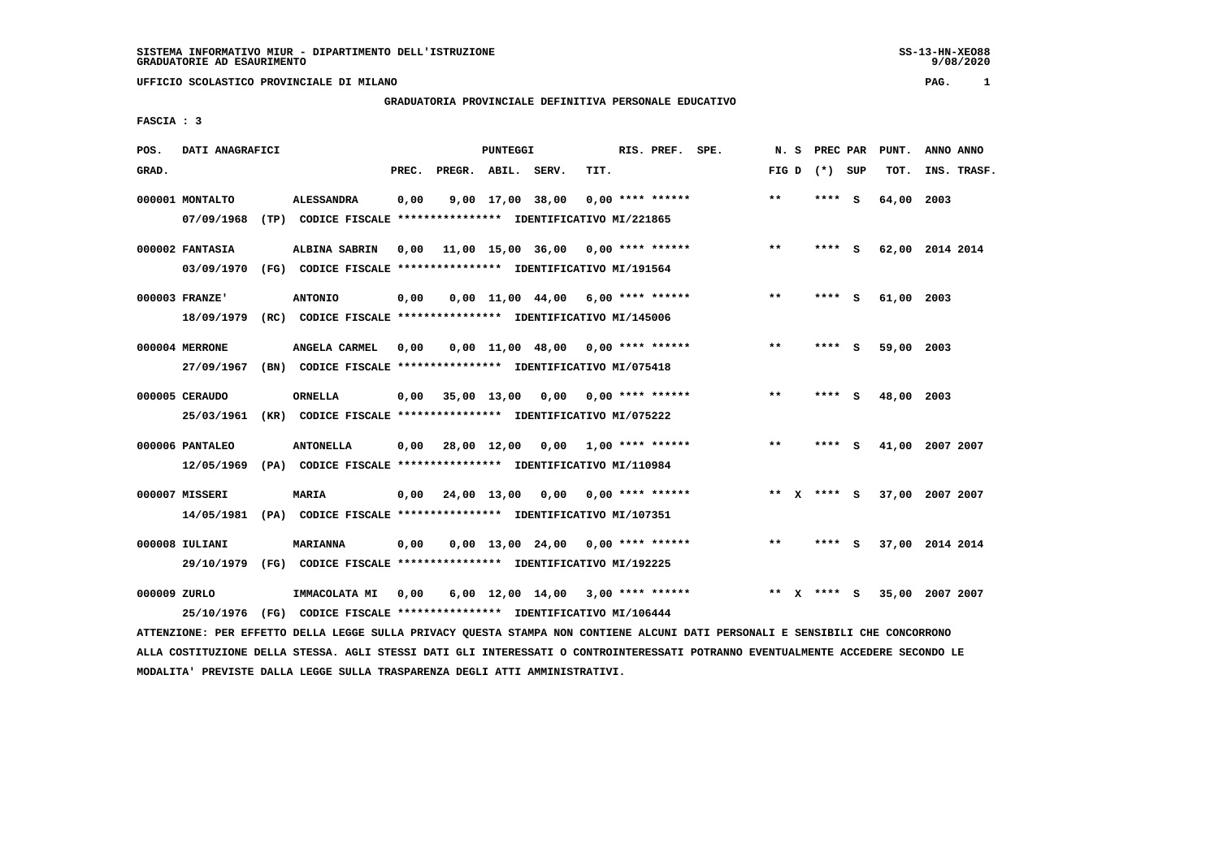SISTEMA INFORMATIVO MIUR - DIPARTIMENTO DELL'ISTRUZIONE
GRADUATORIE AD ESAURIMENTO

UFFICIO SCOLASTICO PROVINCIALE DI MILANO

GRADUATORIA PROVINCIALE DEFINITIVA PERSONALE EDUCATIVO

FASCIA : 3

| POS. GRAD. | DATI ANAGRAFICI | | PREC. | PREGR. | ABIL. | SERV. | TIT. | RIS. PREF. | SPE. | N. S FIG D | PREC PAR (*) | SUP | PUNT. TOT. | ANNO INS. | ANNO TRASF. |
|---|---|---|---|---|---|---|---|---|---|---|---|---|---|---|---|
| 000001 | MONTALTO | ALESSANDRA | 0,00 | 9,00 | 17,00 | 38,00 | 0,00 | **** ****** | | ** | **** | S | 64,00 | 2003 | |
| | 07/09/1968 (TP) CODICE FISCALE **************** IDENTIFICATIVO MI/221865 | | | | | | | | | | | | | | |
| 000002 | FANTASIA | ALBINA SABRIN | 0,00 | 11,00 | 15,00 | 36,00 | 0,00 | **** ****** | | ** | **** | S | 62,00 | 2014 | 2014 |
| | 03/09/1970 (FG) CODICE FISCALE **************** IDENTIFICATIVO MI/191564 | | | | | | | | | | | | | | |
| 000003 | FRANZE' | ANTONIO | 0,00 | 0,00 | 11,00 | 44,00 | 6,00 | **** ****** | | ** | **** | S | 61,00 | 2003 | |
| | 18/09/1979 (RC) CODICE FISCALE **************** IDENTIFICATIVO MI/145006 | | | | | | | | | | | | | | |
| 000004 | MERRONE | ANGELA CARMEL | 0,00 | 0,00 | 11,00 | 48,00 | 0,00 | **** ****** | | ** | **** | S | 59,00 | 2003 | |
| | 27/09/1967 (BN) CODICE FISCALE **************** IDENTIFICATIVO MI/075418 | | | | | | | | | | | | | | |
| 000005 | CERAUDO | ORNELLA | 0,00 | 35,00 | 13,00 | 0,00 | 0,00 | **** ****** | | ** | **** | S | 48,00 | 2003 | |
| | 25/03/1961 (KR) CODICE FISCALE **************** IDENTIFICATIVO MI/075222 | | | | | | | | | | | | | | |
| 000006 | PANTALEO | ANTONELLA | 0,00 | 28,00 | 12,00 | 0,00 | 1,00 | **** ****** | | ** | **** | S | 41,00 | 2007 | 2007 |
| | 12/05/1969 (PA) CODICE FISCALE **************** IDENTIFICATIVO MI/110984 | | | | | | | | | | | | | | |
| 000007 | MISSERI | MARIA | 0,00 | 24,00 | 13,00 | 0,00 | 0,00 | **** ****** | | ** X | **** | S | 37,00 | 2007 | 2007 |
| | 14/05/1981 (PA) CODICE FISCALE **************** IDENTIFICATIVO MI/107351 | | | | | | | | | | | | | | |
| 000008 | IULIANI | MARIANNA | 0,00 | 0,00 | 13,00 | 24,00 | 0,00 | **** ****** | | ** | **** | S | 37,00 | 2014 | 2014 |
| | 29/10/1979 (FG) CODICE FISCALE **************** IDENTIFICATIVO MI/192225 | | | | | | | | | | | | | | |
| 000009 | ZURLO | IMMACOLATA MI | 0,00 | 6,00 | 12,00 | 14,00 | 3,00 | **** ****** | | ** X | **** | S | 35,00 | 2007 | 2007 |
| | 25/10/1976 (FG) CODICE FISCALE **************** IDENTIFICATIVO MI/106444 | | | | | | | | | | | | | | |

ATTENZIONE: PER EFFETTO DELLA LEGGE SULLA PRIVACY QUESTA STAMPA NON CONTIENE ALCUNI DATI PERSONALI E SENSIBILI CHE CONCORRONO ALLA COSTITUZIONE DELLA STESSA. AGLI STESSI DATI GLI INTERESSATI O CONTROINTERESSATI POTRANNO EVENTUALMENTE ACCEDERE SECONDO LE MODALITA' PREVISTE DALLA LEGGE SULLA TRASPARENZA DEGLI ATTI AMMINISTRATIVI.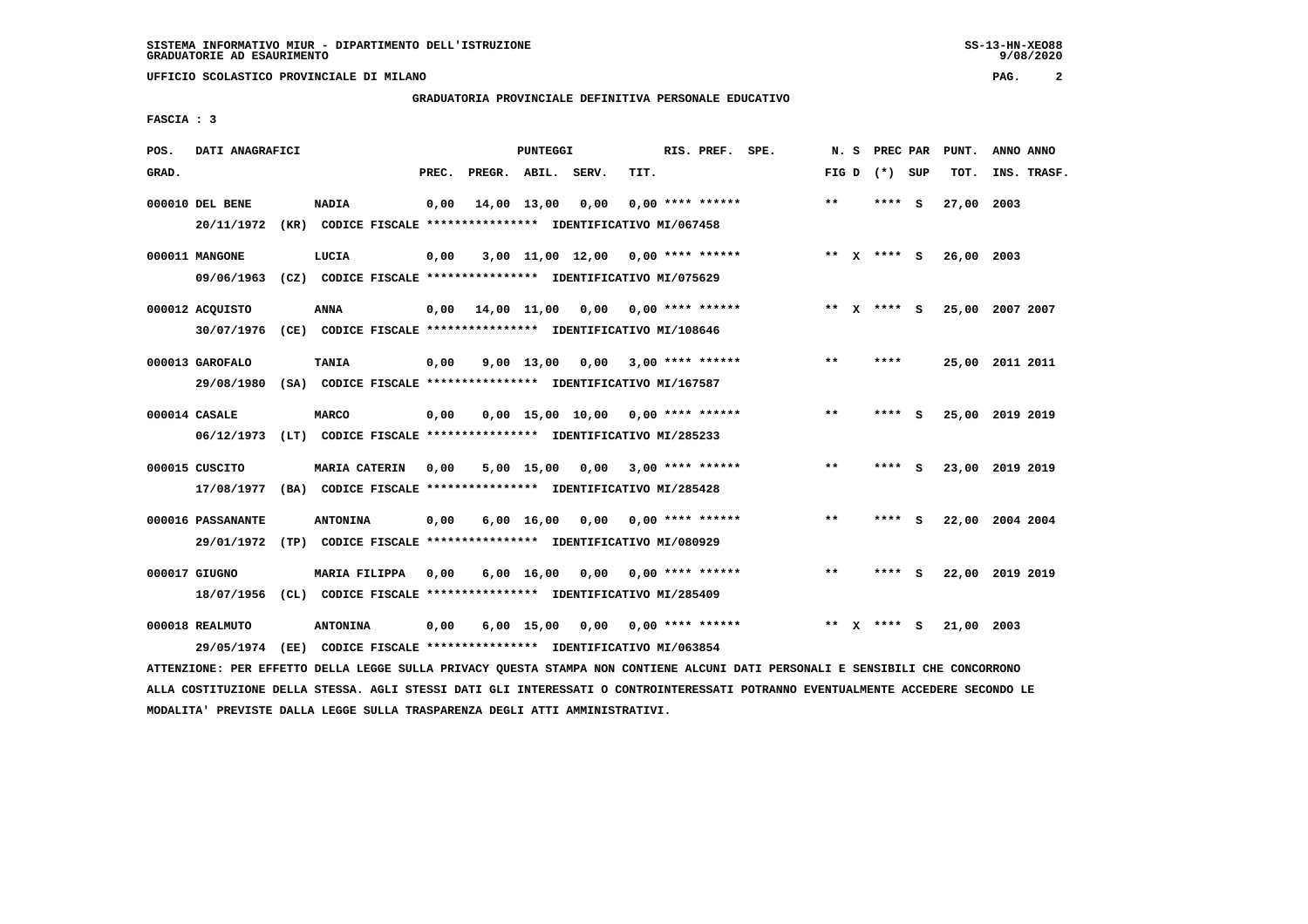SISTEMA INFORMATIVO MIUR - DIPARTIMENTO DELL'ISTRUZIONE
GRADUATORIE AD ESAURIMENTO

UFFICIO SCOLASTICO PROVINCIALE DI MILANO

GRADUATORIA PROVINCIALE DEFINITIVA PERSONALE EDUCATIVO

FASCIA : 3

| POS. GRAD. | DATI ANAGRAFICI | | PREC. | PREGR. | ABIL. | SERV. | TIT. | RIS. PREF. | SPE. | N. S FIG D | PREC PAR (*) SUP | PUNT. TOT. | ANNO INS. | ANNO TRASF. |
|---|---|---|---|---|---|---|---|---|---|---|---|---|---|---|
| 000010 | DEL BENE | NADIA | 0,00 | 14,00 | 13,00 | 0,00 | 0,00 | **** ****** | | ** | **** S | 27,00 | 2003 | |
| | 20/11/1972 (KR) CODICE FISCALE **************** IDENTIFICATIVO MI/067458 | | | | | | | | | | | | | |
| 000011 | MANGONE | LUCIA | 0,00 | 3,00 | 11,00 | 12,00 | 0,00 | **** ****** | | ** X | **** S | 26,00 | 2003 | |
| | 09/06/1963 (CZ) CODICE FISCALE **************** IDENTIFICATIVO MI/075629 | | | | | | | | | | | | | |
| 000012 | ACQUISTO | ANNA | 0,00 | 14,00 | 11,00 | 0,00 | 0,00 | **** ****** | | ** X | **** S | 25,00 | 2007 | 2007 |
| | 30/07/1976 (CE) CODICE FISCALE **************** IDENTIFICATIVO MI/108646 | | | | | | | | | | | | | |
| 000013 | GAROFALO | TANIA | 0,00 | 9,00 | 13,00 | 0,00 | 3,00 | **** ****** | | ** | **** | 25,00 | 2011 | 2011 |
| | 29/08/1980 (SA) CODICE FISCALE **************** IDENTIFICATIVO MI/167587 | | | | | | | | | | | | | |
| 000014 | CASALE | MARCO | 0,00 | 0,00 | 15,00 | 10,00 | 0,00 | **** ****** | | ** | **** S | 25,00 | 2019 | 2019 |
| | 06/12/1973 (LT) CODICE FISCALE **************** IDENTIFICATIVO MI/285233 | | | | | | | | | | | | | |
| 000015 | CUSCITO | MARIA CATERIN | 0,00 | 5,00 | 15,00 | 0,00 | 3,00 | **** ****** | | ** | **** S | 23,00 | 2019 | 2019 |
| | 17/08/1977 (BA) CODICE FISCALE **************** IDENTIFICATIVO MI/285428 | | | | | | | | | | | | | |
| 000016 | PASSANANTE | ANTONINA | 0,00 | 6,00 | 16,00 | 0,00 | 0,00 | **** ****** | | ** | **** S | 22,00 | 2004 | 2004 |
| | 29/01/1972 (TP) CODICE FISCALE **************** IDENTIFICATIVO MI/080929 | | | | | | | | | | | | | |
| 000017 | GIUGNO | MARIA FILIPPA | 0,00 | 6,00 | 16,00 | 0,00 | 0,00 | **** ****** | | ** | **** S | 22,00 | 2019 | 2019 |
| | 18/07/1956 (CL) CODICE FISCALE **************** IDENTIFICATIVO MI/285409 | | | | | | | | | | | | | |
| 000018 | REALMUTO | ANTONINA | 0,00 | 6,00 | 15,00 | 0,00 | 0,00 | **** ****** | | ** X | **** S | 21,00 | 2003 | |
| | 29/05/1974 (EE) CODICE FISCALE **************** IDENTIFICATIVO MI/063854 | | | | | | | | | | | | | |

ATTENZIONE: PER EFFETTO DELLA LEGGE SULLA PRIVACY QUESTA STAMPA NON CONTIENE ALCUNI DATI PERSONALI E SENSIBILI CHE CONCORRONO ALLA COSTITUZIONE DELLA STESSA. AGLI STESSI DATI GLI INTERESSATI O CONTROINTERESSATI POTRANNO EVENTUALMENTE ACCEDERE SECONDO LE MODALITA' PREVISTE DALLA LEGGE SULLA TRASPARENZA DEGLI ATTI AMMINISTRATIVI.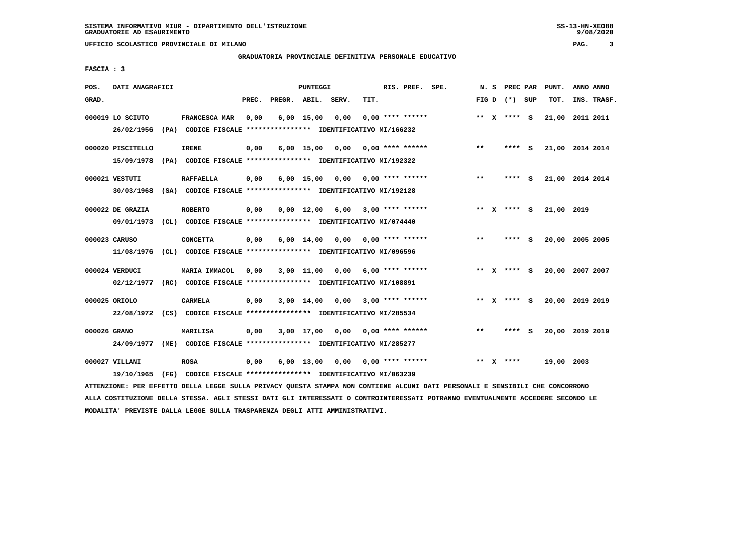SISTEMA INFORMATIVO MIUR - DIPARTIMENTO DELL'ISTRUZIONE
GRADUATORIE AD ESAURIMENTO

UFFICIO SCOLASTICO PROVINCIALE DI MILANO

**GRADUATORIA PROVINCIALE DEFINITIVA PERSONALE EDUCATIVO**

FASCIA : 3

| POS. GRAD. | DATI ANAGRAFICI | | PREC. | PREGR. | ABIL. | SERV. | TIT. | RIS. PREF. | SPE. | N. S FIG D | PREC PAR (*) | SUP | PUNT. TOT. | ANNO INS. | ANNO TRASF. |
|---|---|---|---|---|---|---|---|---|---|---|---|---|---|---|---|
| 000019 | LO SCIUTO | FRANCESCA MAR | 0,00 | 6,00 | 15,00 | 0,00 | 0,00 | **** ****** | | ** X | **** | S | 21,00 | 2011 | 2011 |
| | 26/02/1956 (PA) CODICE FISCALE **************** IDENTIFICATIVO MI/166232 | | | | | | | | | | | | | | |
| 000020 | PISCITELLO | IRENE | 0,00 | 6,00 | 15,00 | 0,00 | 0,00 | **** ****** | | ** | **** | S | 21,00 | 2014 | 2014 |
| | 15/09/1978 (PA) CODICE FISCALE **************** IDENTIFICATIVO MI/192322 | | | | | | | | | | | | | | |
| 000021 | VESTUTI | RAFFAELLA | 0,00 | 6,00 | 15,00 | 0,00 | 0,00 | **** ****** | | ** | **** | S | 21,00 | 2014 | 2014 |
| | 30/03/1968 (SA) CODICE FISCALE **************** IDENTIFICATIVO MI/192128 | | | | | | | | | | | | | | |
| 000022 | DE GRAZIA | ROBERTO | 0,00 | 0,00 | 12,00 | 6,00 | 3,00 | **** ****** | | ** X | **** | S | 21,00 | 2019 | |
| | 09/01/1973 (CL) CODICE FISCALE **************** IDENTIFICATIVO MI/074440 | | | | | | | | | | | | | | |
| 000023 | CARUSO | CONCETTA | 0,00 | 6,00 | 14,00 | 0,00 | 0,00 | **** ****** | | ** | **** | S | 20,00 | 2005 | 2005 |
| | 11/08/1976 (CL) CODICE FISCALE **************** IDENTIFICATIVO MI/096596 | | | | | | | | | | | | | | |
| 000024 | VERDUCI | MARIA IMMACOL | 0,00 | 3,00 | 11,00 | 0,00 | 6,00 | **** ****** | | ** X | **** | S | 20,00 | 2007 | 2007 |
| | 02/12/1977 (RC) CODICE FISCALE **************** IDENTIFICATIVO MI/108891 | | | | | | | | | | | | | | |
| 000025 | ORIOLO | CARMELA | 0,00 | 3,00 | 14,00 | 0,00 | 3,00 | **** ****** | | ** X | **** | S | 20,00 | 2019 | 2019 |
| | 22/08/1972 (CS) CODICE FISCALE **************** IDENTIFICATIVO MI/285534 | | | | | | | | | | | | | | |
| 000026 | GRANO | MARILISA | 0,00 | 3,00 | 17,00 | 0,00 | 0,00 | **** ****** | | ** | **** | S | 20,00 | 2019 | 2019 |
| | 24/09/1977 (ME) CODICE FISCALE **************** IDENTIFICATIVO MI/285277 | | | | | | | | | | | | | | |
| 000027 | VILLANI | ROSA | 0,00 | 6,00 | 13,00 | 0,00 | 0,00 | **** ****** | | ** X | **** | | 19,00 | 2003 | |
| | 19/10/1965 (FG) CODICE FISCALE **************** IDENTIFICATIVO MI/063239 | | | | | | | | | | | | | | |

ATTENZIONE: PER EFFETTO DELLA LEGGE SULLA PRIVACY QUESTA STAMPA NON CONTIENE ALCUNI DATI PERSONALI E SENSIBILI CHE CONCORRONO ALLA COSTITUZIONE DELLA STESSA. AGLI STESSI DATI GLI INTERESSATI O CONTROINTERESSATI POTRANNO EVENTUALMENTE ACCEDERE SECONDO LE MODALITA' PREVISTE DALLA LEGGE SULLA TRASPARENZA DEGLI ATTI AMMINISTRATIVI.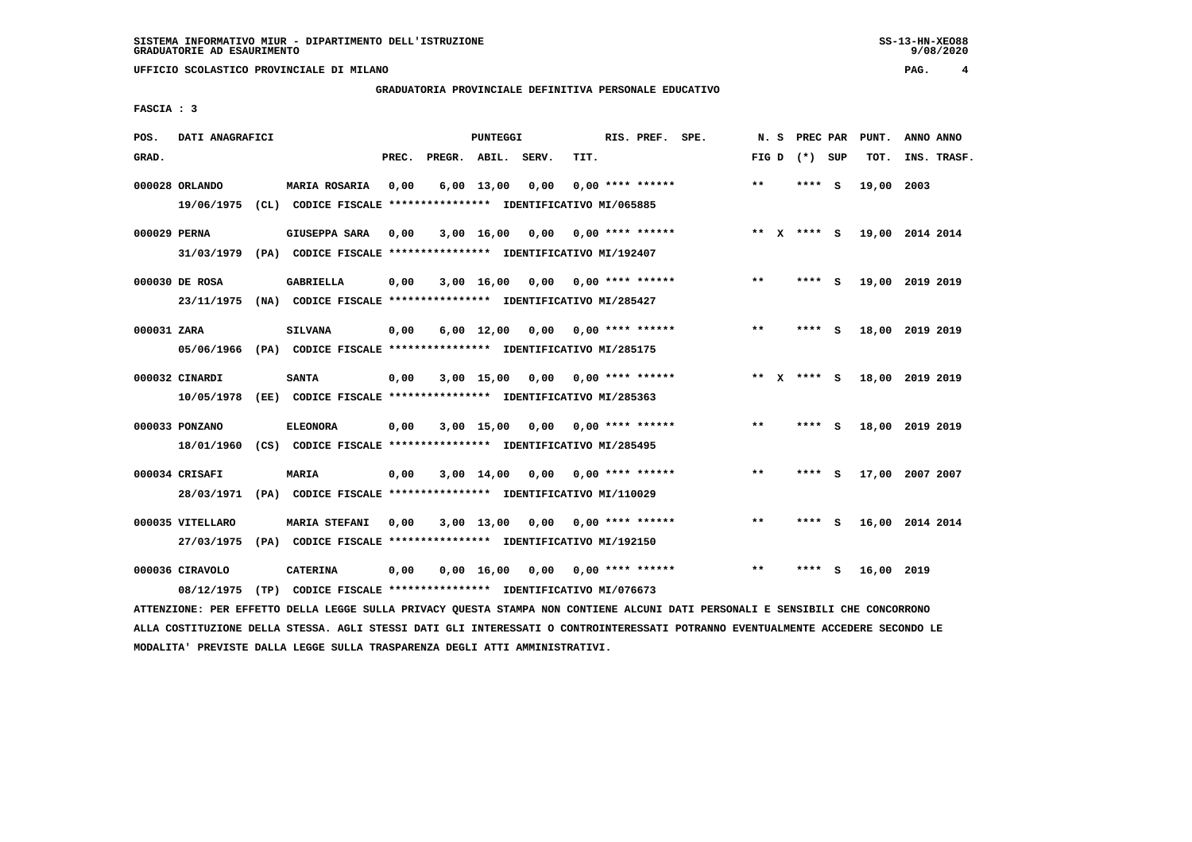SISTEMA INFORMATIVO MIUR - DIPARTIMENTO DELL'ISTRUZIONE
GRADUATORIE AD ESAURIMENTO

UFFICIO SCOLASTICO PROVINCIALE DI MILANO

GRADUATORIA PROVINCIALE DEFINITIVA PERSONALE EDUCATIVO

FASCIA : 3

| POS. GRAD. | DATI ANAGRAFICI | | PREC. | PREGR. | ABIL. | SERV. | TIT. | RIS. PREF. | SPE. | N. S FIG D | PREC PAR (*) SUP | PUNT. TOT. | ANNO INS. | ANNO TRASF. |
|---|---|---|---|---|---|---|---|---|---|---|---|---|---|---|
| 000028 | ORLANDO | MARIA ROSARIA | 0,00 | 6,00 | 13,00 | 0,00 | 0,00 | **** ****** | | ** | **** S | 19,00 | 2003 | |
| | 19/06/1975 (CL) CODICE FISCALE **************** IDENTIFICATIVO MI/065885 | | | | | | | | | | | | | |
| 000029 | PERNA | GIUSEPPA SARA | 0,00 | 3,00 | 16,00 | 0,00 | 0,00 | **** ****** | | ** X | **** S | 19,00 | 2014 | 2014 |
| | 31/03/1979 (PA) CODICE FISCALE **************** IDENTIFICATIVO MI/192407 | | | | | | | | | | | | | |
| 000030 | DE ROSA | GABRIELLA | 0,00 | 3,00 | 16,00 | 0,00 | 0,00 | **** ****** | | ** | **** S | 19,00 | 2019 | 2019 |
| | 23/11/1975 (NA) CODICE FISCALE **************** IDENTIFICATIVO MI/285427 | | | | | | | | | | | | | |
| 000031 | ZARA | SILVANA | 0,00 | 6,00 | 12,00 | 0,00 | 0,00 | **** ****** | | ** | **** S | 18,00 | 2019 | 2019 |
| | 05/06/1966 (PA) CODICE FISCALE **************** IDENTIFICATIVO MI/285175 | | | | | | | | | | | | | |
| 000032 | CINARDI | SANTA | 0,00 | 3,00 | 15,00 | 0,00 | 0,00 | **** ****** | | ** X | **** S | 18,00 | 2019 | 2019 |
| | 10/05/1978 (EE) CODICE FISCALE **************** IDENTIFICATIVO MI/285363 | | | | | | | | | | | | | |
| 000033 | PONZANO | ELEONORA | 0,00 | 3,00 | 15,00 | 0,00 | 0,00 | **** ****** | | ** | **** S | 18,00 | 2019 | 2019 |
| | 18/01/1960 (CS) CODICE FISCALE **************** IDENTIFICATIVO MI/285495 | | | | | | | | | | | | | |
| 000034 | CRISAFI | MARIA | 0,00 | 3,00 | 14,00 | 0,00 | 0,00 | **** ****** | | ** | **** S | 17,00 | 2007 | 2007 |
| | 28/03/1971 (PA) CODICE FISCALE **************** IDENTIFICATIVO MI/110029 | | | | | | | | | | | | | |
| 000035 | VITELLARO | MARIA STEFANI | 0,00 | 3,00 | 13,00 | 0,00 | 0,00 | **** ****** | | ** | **** S | 16,00 | 2014 | 2014 |
| | 27/03/1975 (PA) CODICE FISCALE **************** IDENTIFICATIVO MI/192150 | | | | | | | | | | | | | |
| 000036 | CIRAVOLO | CATERINA | 0,00 | 0,00 | 16,00 | 0,00 | 0,00 | **** ****** | | ** | **** S | 16,00 | 2019 | |
| | 08/12/1975 (TP) CODICE FISCALE **************** IDENTIFICATIVO MI/076673 | | | | | | | | | | | | | |

ATTENZIONE: PER EFFETTO DELLA LEGGE SULLA PRIVACY QUESTA STAMPA NON CONTIENE ALCUNI DATI PERSONALI E SENSIBILI CHE CONCORRONO ALLA COSTITUZIONE DELLA STESSA. AGLI STESSI DATI GLI INTERESSATI O CONTROINTERESSATI POTRANNO EVENTUALMENTE ACCEDERE SECONDO LE MODALITA' PREVISTE DALLA LEGGE SULLA TRASPARENZA DEGLI ATTI AMMINISTRATIVI.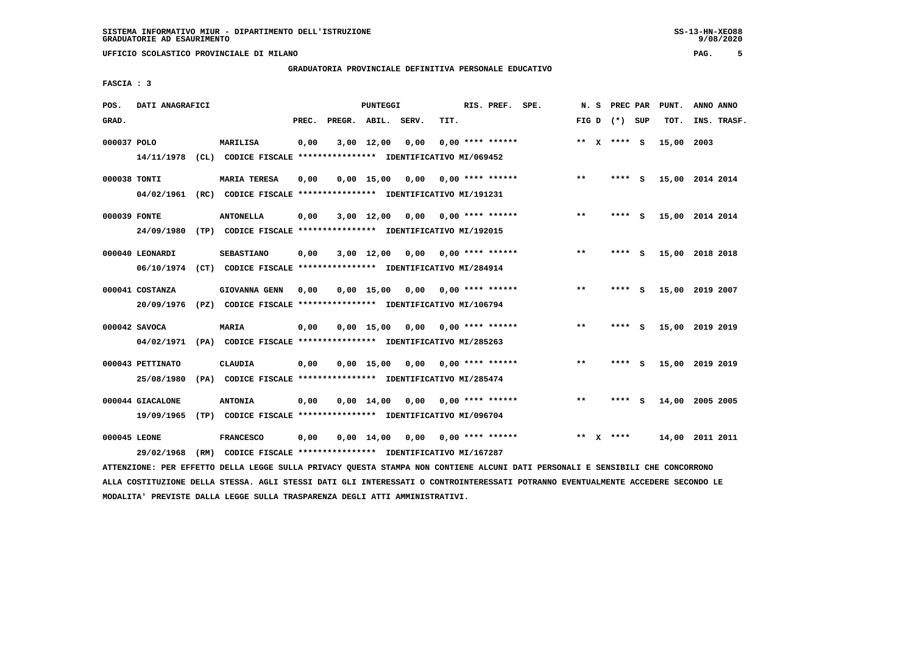SISTEMA INFORMATIVO MIUR - DIPARTIMENTO DELL'ISTRUZIONE
GRADUATORIE AD ESAURIMENTO

UFFICIO SCOLASTICO PROVINCIALE DI MILANO

GRADUATORIA PROVINCIALE DEFINITIVA PERSONALE EDUCATIVO

FASCIA : 3

| POS. GRAD. | DATI ANAGRAFICI | | PREC. | PREGR. | ABIL. | SERV. | TIT. | RIS. PREF. | SPE. | N. S FIG D | PREC PAR (*) SUP | PUNT. TOT. | ANNO INS. | ANNO TRASF. |
|---|---|---|---|---|---|---|---|---|---|---|---|---|---|---|
| 000037 | POLO | MARILISA | 0,00 | 3,00 | 12,00 | 0,00 | 0,00 | **** ****** | | ** X | **** S | 15,00 | 2003 | |
| | 14/11/1978 (CL) CODICE FISCALE **************** IDENTIFICATIVO MI/069452 | | | | | | | | | | | | | |
| 000038 | TONTI | MARIA TERESA | 0,00 | 0,00 | 15,00 | 0,00 | 0,00 | **** ****** | | ** | **** S | 15,00 | 2014 | 2014 |
| | 04/02/1961 (RC) CODICE FISCALE **************** IDENTIFICATIVO MI/191231 | | | | | | | | | | | | | |
| 000039 | FONTE | ANTONELLA | 0,00 | 3,00 | 12,00 | 0,00 | 0,00 | **** ****** | | ** | **** S | 15,00 | 2014 | 2014 |
| | 24/09/1980 (TP) CODICE FISCALE **************** IDENTIFICATIVO MI/192015 | | | | | | | | | | | | | |
| 000040 | LEONARDI | SEBASTIANO | 0,00 | 3,00 | 12,00 | 0,00 | 0,00 | **** ****** | | ** | **** S | 15,00 | 2018 | 2018 |
| | 06/10/1974 (CT) CODICE FISCALE **************** IDENTIFICATIVO MI/284914 | | | | | | | | | | | | | |
| 000041 | COSTANZA | GIOVANNA GENN | 0,00 | 0,00 | 15,00 | 0,00 | 0,00 | **** ****** | | ** | **** S | 15,00 | 2019 | 2007 |
| | 20/09/1976 (PZ) CODICE FISCALE **************** IDENTIFICATIVO MI/106794 | | | | | | | | | | | | | |
| 000042 | SAVOCA | MARIA | 0,00 | 0,00 | 15,00 | 0,00 | 0,00 | **** ****** | | ** | **** S | 15,00 | 2019 | 2019 |
| | 04/02/1971 (PA) CODICE FISCALE **************** IDENTIFICATIVO MI/285263 | | | | | | | | | | | | | |
| 000043 | PETTINATO | CLAUDIA | 0,00 | 0,00 | 15,00 | 0,00 | 0,00 | **** ****** | | ** | **** S | 15,00 | 2019 | 2019 |
| | 25/08/1980 (PA) CODICE FISCALE **************** IDENTIFICATIVO MI/285474 | | | | | | | | | | | | | |
| 000044 | GIACALONE | ANTONIA | 0,00 | 0,00 | 14,00 | 0,00 | 0,00 | **** ****** | | ** | **** S | 14,00 | 2005 | 2005 |
| | 19/09/1965 (TP) CODICE FISCALE **************** IDENTIFICATIVO MI/096704 | | | | | | | | | | | | | |
| 000045 | LEONE | FRANCESCO | 0,00 | 0,00 | 14,00 | 0,00 | 0,00 | **** ****** | | ** X | **** | 14,00 | 2011 | 2011 |
| | 29/02/1968 (RM) CODICE FISCALE **************** IDENTIFICATIVO MI/167287 | | | | | | | | | | | | | |

ATTENZIONE: PER EFFETTO DELLA LEGGE SULLA PRIVACY QUESTA STAMPA NON CONTIENE ALCUNI DATI PERSONALI E SENSIBILI CHE CONCORRONO ALLA COSTITUZIONE DELLA STESSA. AGLI STESSI DATI GLI INTERESSATI O CONTROINTERESSATI POTRANNO EVENTUALMENTE ACCEDERE SECONDO LE MODALITA' PREVISTE DALLA LEGGE SULLA TRASPARENZA DEGLI ATTI AMMINISTRATIVI.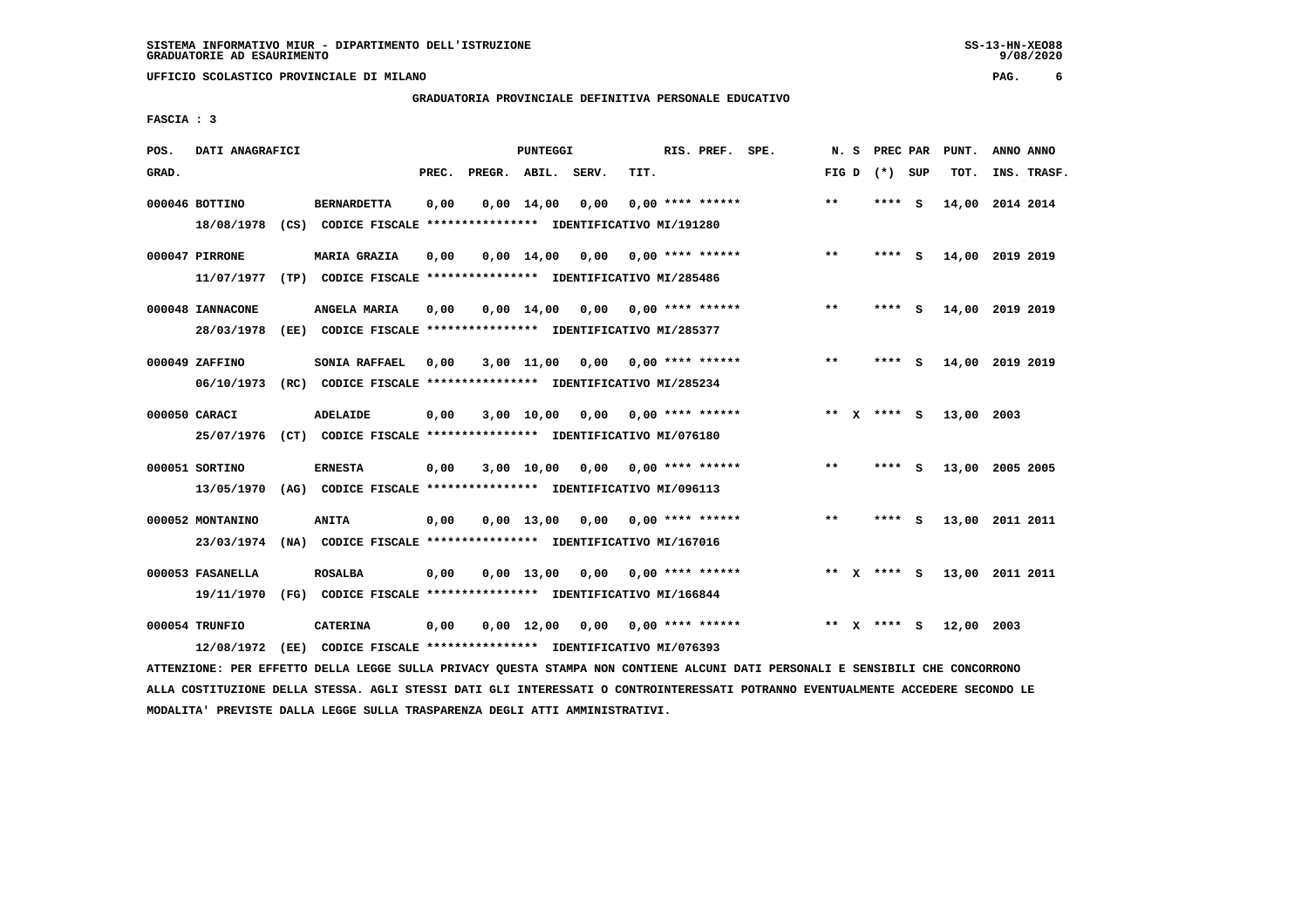SISTEMA INFORMATIVO MIUR - DIPARTIMENTO DELL'ISTRUZIONE
GRADUATORIE AD ESAURIMENTO

UFFICIO SCOLASTICO PROVINCIALE DI MILANO

GRADUATORIA PROVINCIALE DEFINITIVA PERSONALE EDUCATIVO

FASCIA : 3

| POS. GRAD. | DATI ANAGRAFICI | | PREC. | PREGR. | ABIL. | SERV. | TIT. | RIS. PREF. | SPE. | N. S FIG D | PREC PAR (*) SUP | PUNT. TOT. | ANNO INS. | ANNO TRASF. |
|---|---|---|---|---|---|---|---|---|---|---|---|---|---|---|
| 000046 | BOTTINO 18/08/1978 (CS) CODICE FISCALE **************** IDENTIFICATIVO MI/191280 | BERNARDETTA | 0,00 | 0,00 | 14,00 | 0,00 | 0,00 | **** ****** | | ** | **** S | 14,00 | 2014 | 2014 |
| 000047 | PIRRONE 11/07/1977 (TP) CODICE FISCALE **************** IDENTIFICATIVO MI/285486 | MARIA GRAZIA | 0,00 | 0,00 | 14,00 | 0,00 | 0,00 | **** ****** | | ** | **** S | 14,00 | 2019 | 2019 |
| 000048 | IANNACONE 28/03/1978 (EE) CODICE FISCALE **************** IDENTIFICATIVO MI/285377 | ANGELA MARIA | 0,00 | 0,00 | 14,00 | 0,00 | 0,00 | **** ****** | | ** | **** S | 14,00 | 2019 | 2019 |
| 000049 | ZAFFINO 06/10/1973 (RC) CODICE FISCALE **************** IDENTIFICATIVO MI/285234 | SONIA RAFFAEL | 0,00 | 3,00 | 11,00 | 0,00 | 0,00 | **** ****** | | ** | **** S | 14,00 | 2019 | 2019 |
| 000050 | CARACI 25/07/1976 (CT) CODICE FISCALE **************** IDENTIFICATIVO MI/076180 | ADELAIDE | 0,00 | 3,00 | 10,00 | 0,00 | 0,00 | **** ****** | | ** X | **** S | 13,00 | 2003 | |
| 000051 | SORTINO 13/05/1970 (AG) CODICE FISCALE **************** IDENTIFICATIVO MI/096113 | ERNESTA | 0,00 | 3,00 | 10,00 | 0,00 | 0,00 | **** ****** | | ** | **** S | 13,00 | 2005 | 2005 |
| 000052 | MONTANINO 23/03/1974 (NA) CODICE FISCALE **************** IDENTIFICATIVO MI/167016 | ANITA | 0,00 | 0,00 | 13,00 | 0,00 | 0,00 | **** ****** | | ** | **** S | 13,00 | 2011 | 2011 |
| 000053 | FASANELLA 19/11/1970 (FG) CODICE FISCALE **************** IDENTIFICATIVO MI/166844 | ROSALBA | 0,00 | 0,00 | 13,00 | 0,00 | 0,00 | **** ****** | | ** X | **** S | 13,00 | 2011 | 2011 |
| 000054 | TRUNFIO 12/08/1972 (EE) CODICE FISCALE **************** IDENTIFICATIVO MI/076393 | CATERINA | 0,00 | 0,00 | 12,00 | 0,00 | 0,00 | **** ****** | | ** X | **** S | 12,00 | 2003 | |

ATTENZIONE: PER EFFETTO DELLA LEGGE SULLA PRIVACY QUESTA STAMPA NON CONTIENE ALCUNI DATI PERSONALI E SENSIBILI CHE CONCORRONO ALLA COSTITUZIONE DELLA STESSA. AGLI STESSI DATI GLI INTERESSATI O CONTROINTERESSATI POTRANNO EVENTUALMENTE ACCEDERE SECONDO LE MODALITA' PREVISTE DALLA LEGGE SULLA TRASPARENZA DEGLI ATTI AMMINISTRATIVI.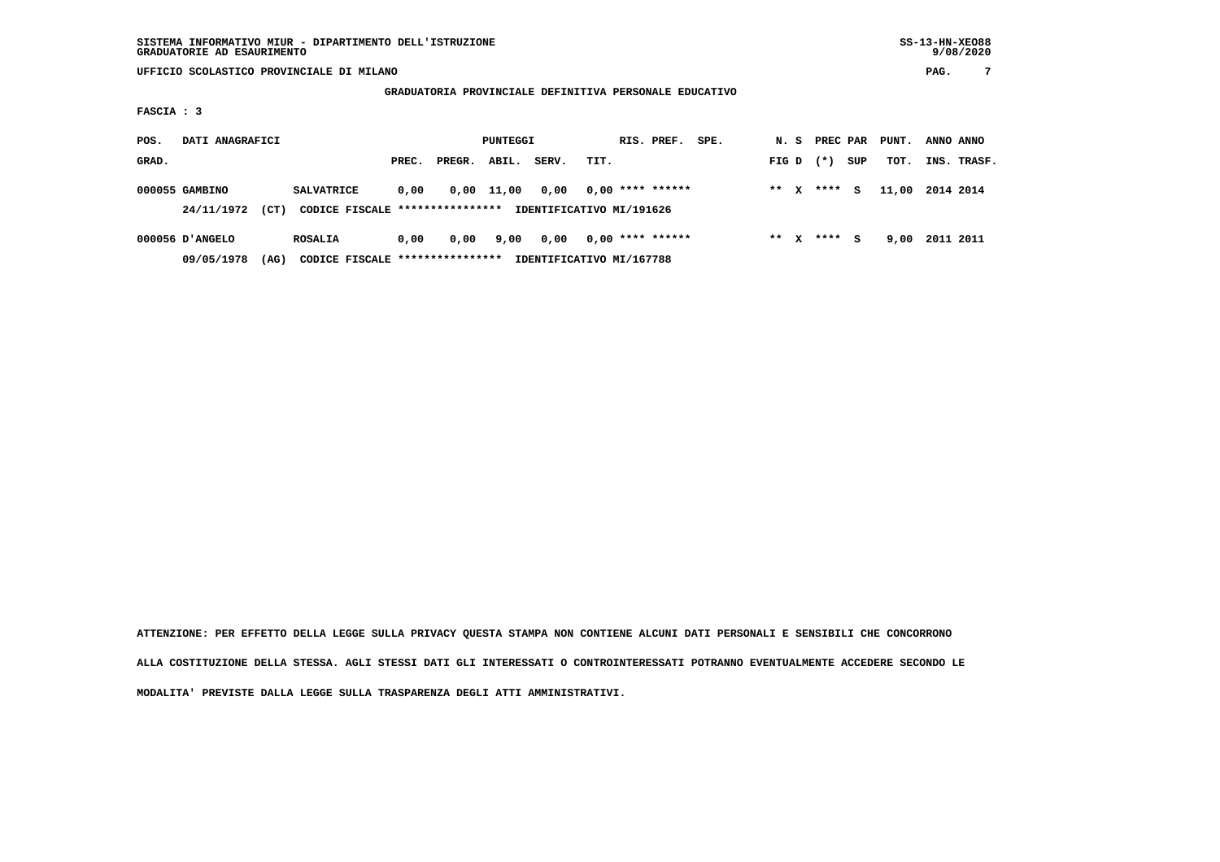SISTEMA INFORMATIVO MIUR - DIPARTIMENTO DELL'ISTRUZIONE
GRADUATORIE AD ESAURIMENTO

UFFICIO SCOLASTICO PROVINCIALE DI MILANO

GRADUATORIA PROVINCIALE DEFINITIVA PERSONALE EDUCATIVO

FASCIA : 3

| POS. GRAD. | DATI ANAGRAFICI | | PUNTEGGI PREC. | PREGR. | ABIL. | SERV. | TIT. | RIS. PREF. | SPE. | N. S FIG D | PREC PAR (*) SUP | PUNT. TOT. | ANNO INS. | ANNO TRASF. |
|---|---|---|---|---|---|---|---|---|---|---|---|---|---|---|
| 000055 | GAMBINO 24/11/1972 (CT) CODICE FISCALE **************** IDENTIFICATIVO MI/191626 | SALVATRICE | 0,00 | 0,00 | 11,00 | 0,00 | 0,00 | **** ****** | | ** X | **** S | 11,00 | 2014 | 2014 |
| 000056 | D'ANGELO 09/05/1978 (AG) CODICE FISCALE **************** IDENTIFICATIVO MI/167788 | ROSALIA | 0,00 | 0,00 | 9,00 | 0,00 | 0,00 | **** ****** | | ** X | **** S | 9,00 | 2011 | 2011 |

ATTENZIONE: PER EFFETTO DELLA LEGGE SULLA PRIVACY QUESTA STAMPA NON CONTIENE ALCUNI DATI PERSONALI E SENSIBILI CHE CONCORRONO ALLA COSTITUZIONE DELLA STESSA. AGLI STESSI DATI GLI INTERESSATI O CONTROINTERESSATI POTRANNO EVENTUALMENTE ACCEDERE SECONDO LE MODALITA' PREVISTE DALLA LEGGE SULLA TRASPARENZA DEGLI ATTI AMMINISTRATIVI.